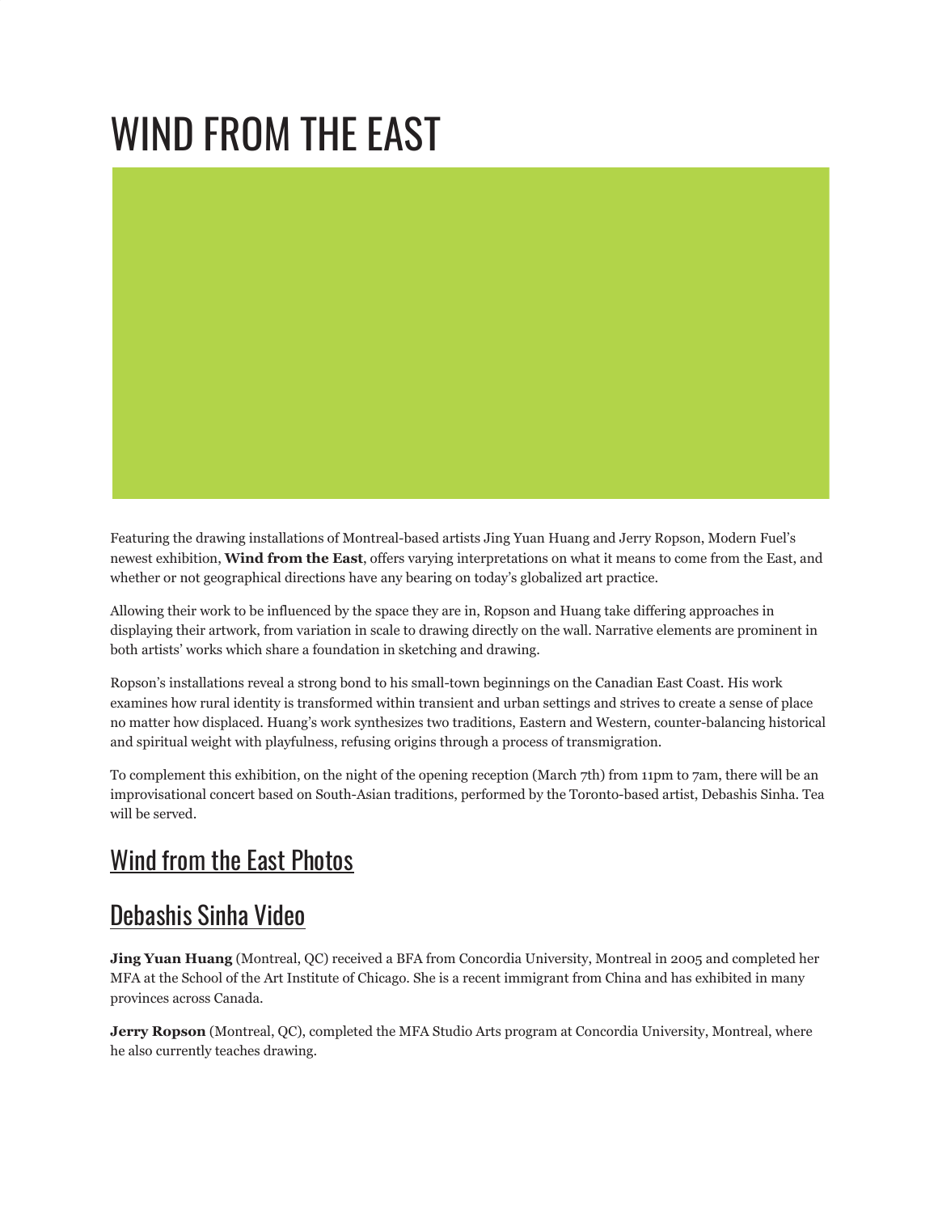# WIND FROM THE EAST

Featuring the drawing installations of Montreal-based artists Jing Yuan Huang and Jerry Ropson, Modern Fuel's newest exhibition, **Wind from the East**, offers varying interpretations on what it means to come from the East, and whether or not geographical directions have any bearing on today's globalized art practice.

Allowing their work to be influenced by the space they are in, Ropson and Huang take differing approaches in displaying their artwork, from variation in scale to drawing directly on the wall. Narrative elements are prominent in both artists' works which share a foundation in sketching and drawing.

Ropson's installations reveal a strong bond to his small-town beginnings on the Canadian East Coast. His work examines how rural identity is transformed within transient and urban settings and strives to create a sense of place no matter how displaced. Huang's work synthesizes two traditions, Eastern and Western, counter-balancing historical and spiritual weight with playfulness, refusing origins through a process of transmigration.

To complement this exhibition, on the night of the opening reception (March 7th) from 11pm to 7am, there will be an improvisational concert based on South-Asian traditions, performed by the Toronto-based artist, Debashis Sinha. Tea will be served.

## Wind from the East Photos

## Debashis Sinha Video

**Jing Yuan Huang** (Montreal, QC) received a BFA from Concordia University, Montreal in 2005 and completed her MFA at the School of the Art Institute of Chicago. She is a recent immigrant from China and has exhibited in many provinces across Canada.

**Jerry Ropson** (Montreal, QC), completed the MFA Studio Arts program at Concordia University, Montreal, where he also currently teaches drawing.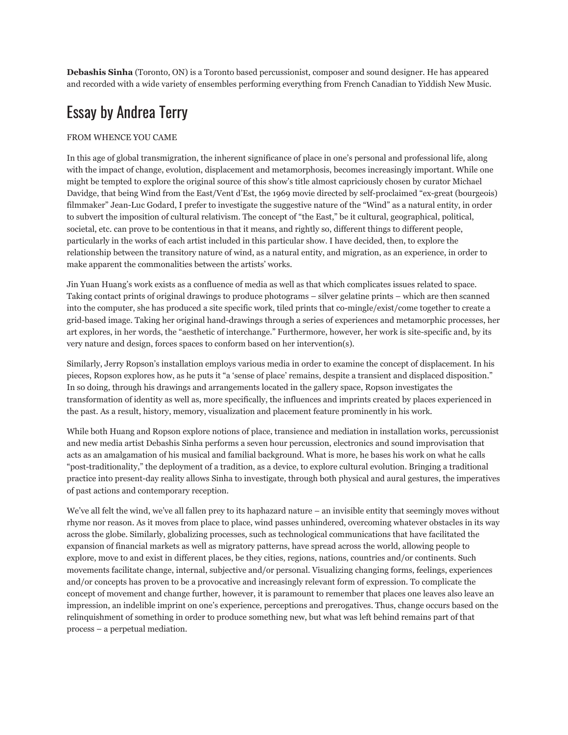**Debashis Sinha** (Toronto, ON) is a Toronto based percussionist, composer and sound designer. He has appeared and recorded with a wide variety of ensembles performing everything from French Canadian to Yiddish New Music.

# Essay by Andrea Terry

FROM WHENCE YOU CAME

In this age of global transmigration, the inherent significance of place in one's personal and professional life, along with the impact of change, evolution, displacement and metamorphosis, becomes increasingly important. While one might be tempted to explore the original source of this show's title almost capriciously chosen by curator Michael Davidge, that being Wind from the East/Vent d'Est, the 1969 movie directed by self-proclaimed "ex-great (bourgeois) filmmaker" Jean-Luc Godard, I prefer to investigate the suggestive nature of the "Wind" as a natural entity, in order to subvert the imposition of cultural relativism. The concept of "the East," be it cultural, geographical, political, societal, etc. can prove to be contentious in that it means, and rightly so, different things to different people, particularly in the works of each artist included in this particular show. I have decided, then, to explore the relationship between the transitory nature of wind, as a natural entity, and migration, as an experience, in order to make apparent the commonalities between the artists' works.

Jin Yuan Huang's work exists as a confluence of media as well as that which complicates issues related to space. Taking contact prints of original drawings to produce photograms – silver gelatine prints – which are then scanned into the computer, she has produced a site specific work, tiled prints that co-mingle/exist/come together to create a grid-based image. Taking her original hand-drawings through a series of experiences and metamorphic processes, her art explores, in her words, the "aesthetic of interchange." Furthermore, however, her work is site-specific and, by its very nature and design, forces spaces to conform based on her intervention(s).

Similarly, Jerry Ropson's installation employs various media in order to examine the concept of displacement. In his pieces, Ropson explores how, as he puts it "a 'sense of place' remains, despite a transient and displaced disposition." In so doing, through his drawings and arrangements located in the gallery space, Ropson investigates the transformation of identity as well as, more specifically, the influences and imprints created by places experienced in the past. As a result, history, memory, visualization and placement feature prominently in his work.

While both Huang and Ropson explore notions of place, transience and mediation in installation works, percussionist and new media artist Debashis Sinha performs a seven hour percussion, electronics and sound improvisation that acts as an amalgamation of his musical and familial background. What is more, he bases his work on what he calls "post-traditionality," the deployment of a tradition, as a device, to explore cultural evolution. Bringing a traditional practice into present-day reality allows Sinha to investigate, through both physical and aural gestures, the imperatives of past actions and contemporary reception.

We've all felt the wind, we've all fallen prey to its haphazard nature – an invisible entity that seemingly moves without rhyme nor reason. As it moves from place to place, wind passes unhindered, overcoming whatever obstacles in its way across the globe. Similarly, globalizing processes, such as technological communications that have facilitated the expansion of financial markets as well as migratory patterns, have spread across the world, allowing people to explore, move to and exist in different places, be they cities, regions, nations, countries and/or continents. Such movements facilitate change, internal, subjective and/or personal. Visualizing changing forms, feelings, experiences and/or concepts has proven to be a provocative and increasingly relevant form of expression. To complicate the concept of movement and change further, however, it is paramount to remember that places one leaves also leave an impression, an indelible imprint on one's experience, perceptions and prerogatives. Thus, change occurs based on the relinquishment of something in order to produce something new, but what was left behind remains part of that process – a perpetual mediation.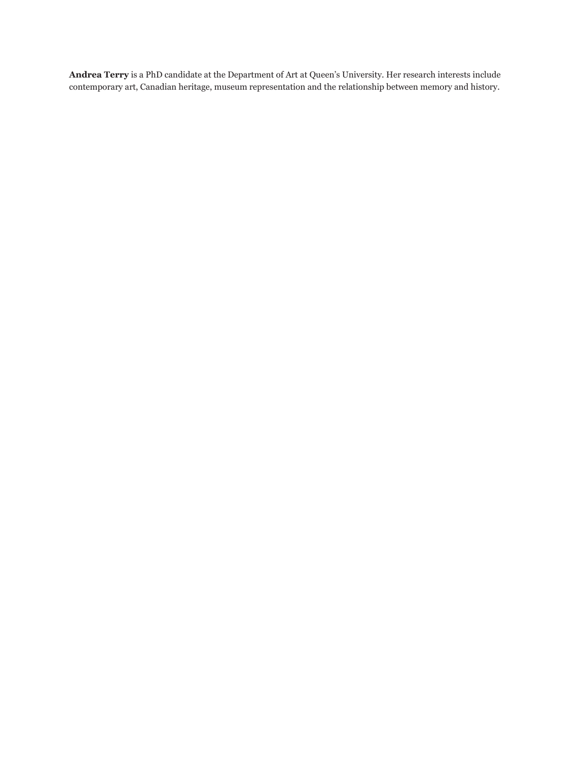**Andrea Terry** is a PhD candidate at the Department of Art at Queen's University. Her research interests include contemporary art, Canadian heritage, museum representation and the relationship between memory and history.